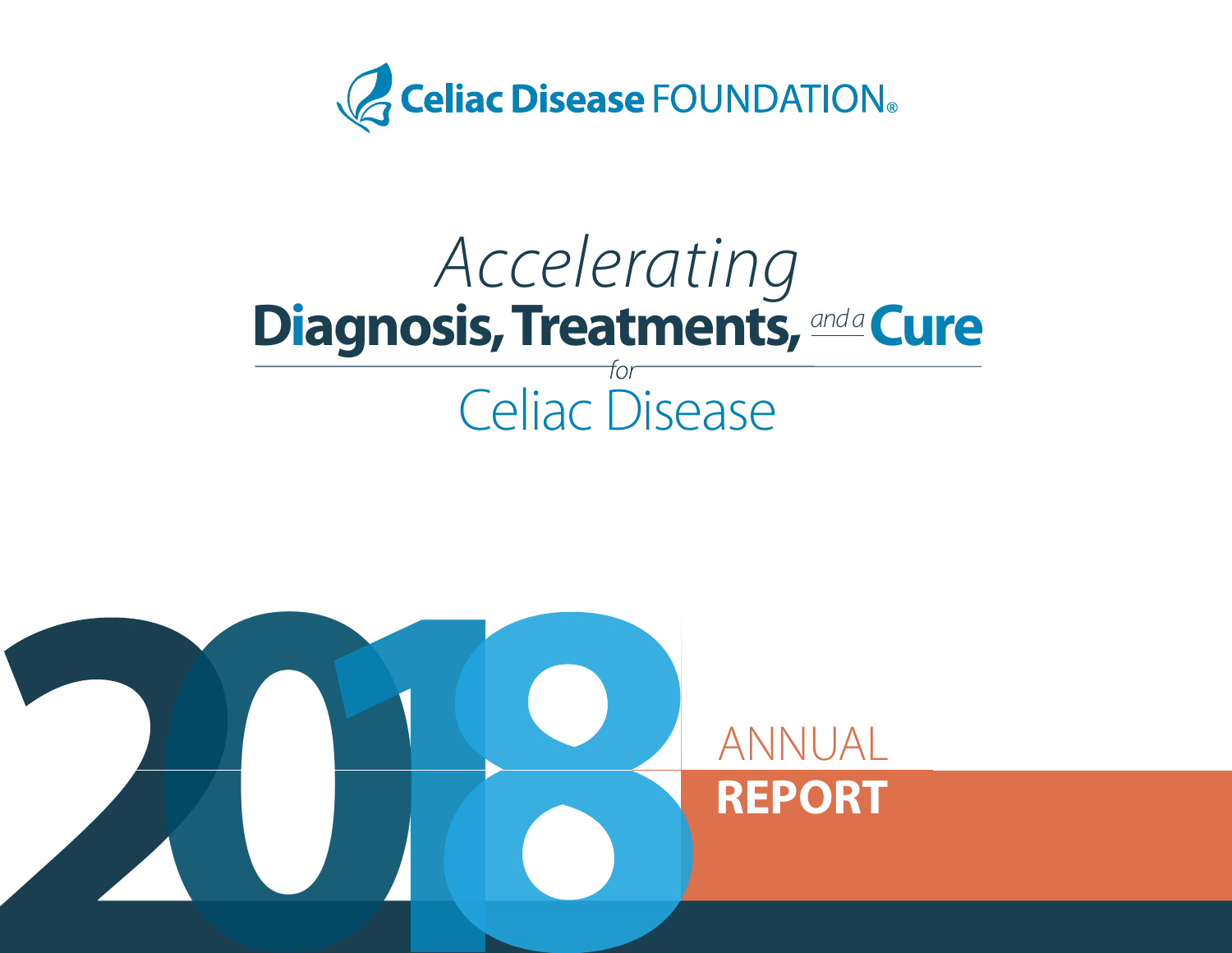Celiac Disease FOUNDATION®

# *Accelerating*
# Diagnosis, Treatments, *and a* Cure
*for*
## Celiac Disease

# 2018

ANNUAL
**REPORT**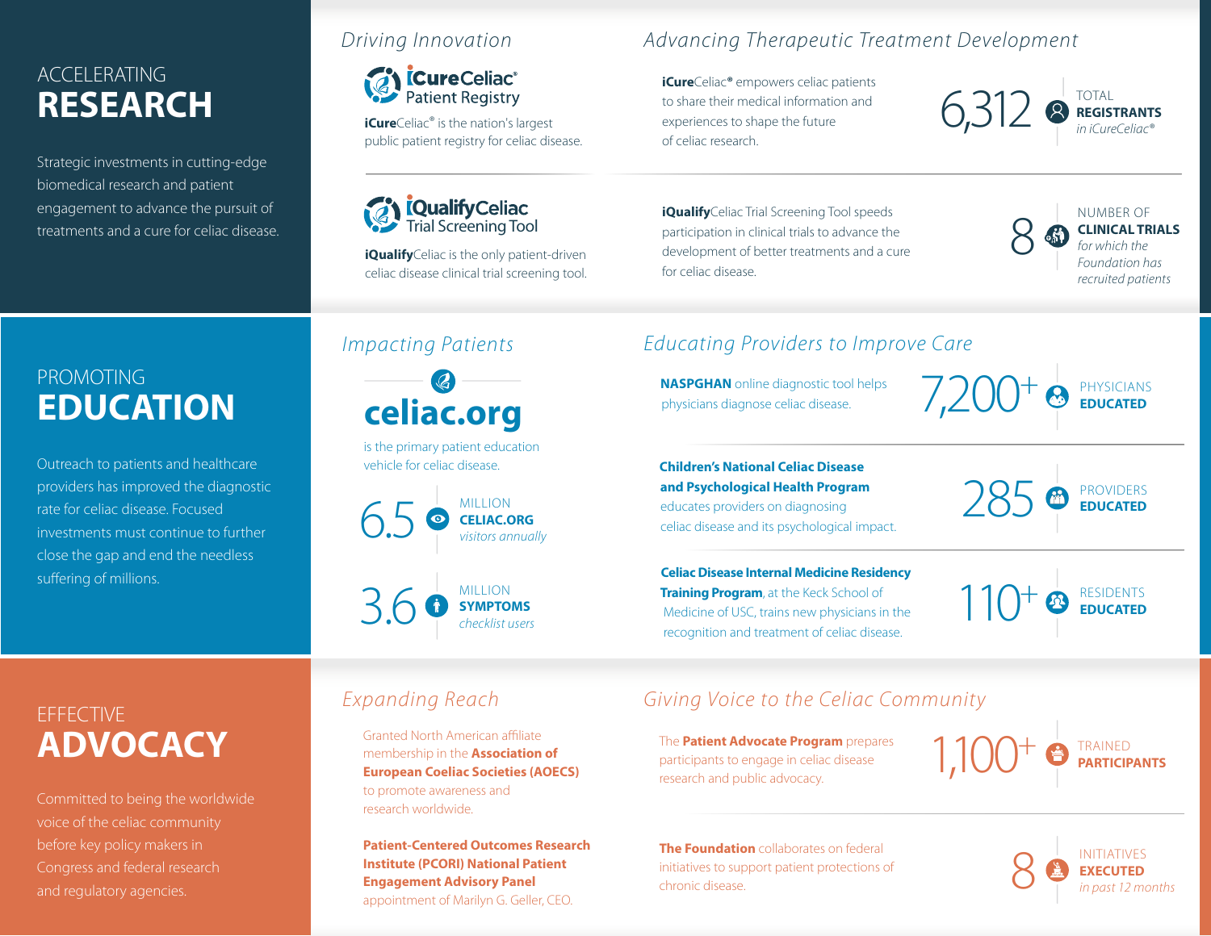# ACCELERATING RESEARCH

Strategic investments in cutting-edge biomedical research and patient engagement to advance the pursuit of treatments and a cure for celiac disease.

## *Driving Innovation*

**iCure**Celiac® Patient Registry

**iCure**Celiac® is the nation's largest public patient registry for celiac disease.

**iQualify**Celiac Trial Screening Tool

**iQualify**Celiac is the only patient-driven celiac disease clinical trial screening tool.

## *Advancing Therapeutic Treatment Development*

**iCure**Celiac® empowers celiac patients to share their medical information and experiences to shape the future of celiac research.

**6,312** TOTAL **REGISTRANTS** *in iCureCeliac®*

**iQualify**Celiac Trial Screening Tool speeds participation in clinical trials to advance the development of better treatments and a cure for celiac disease.

**8** NUMBER OF **CLINICAL TRIALS** *for which the Foundation has recruited patients*

# PROMOTING EDUCATION

Outreach to patients and healthcare providers has improved the diagnostic rate for celiac disease. Focused investments must continue to further close the gap and end the needless suffering of millions.

## *Impacting Patients*

**celiac.org**

is the primary patient education vehicle for celiac disease.

**6.5** MILLION **CELIAC.ORG** *visitors annually*

**3.6** MILLION **SYMPTOMS** *checklist users*

## *Educating Providers to Improve Care*

**NASPGHAN** online diagnostic tool helps physicians diagnose celiac disease.

**7,200+** PHYSICIANS **EDUCATED**

**Children's National Celiac Disease and Psychological Health Program** educates providers on diagnosing celiac disease and its psychological impact.

**285** PROVIDERS **EDUCATED**

**Celiac Disease Internal Medicine Residency Training Program**, at the Keck School of Medicine of USC, trains new physicians in the recognition and treatment of celiac disease.

**110+** RESIDENTS **EDUCATED**

# EFFECTIVE ADVOCACY

Committed to being the worldwide voice of the celiac community before key policy makers in Congress and federal research and regulatory agencies.

## *Expanding Reach*

Granted North American affiliate membership in the **Association of European Coeliac Societies (AOECS)** to promote awareness and research worldwide.

**Patient-Centered Outcomes Research Institute (PCORI) National Patient Engagement Advisory Panel** appointment of Marilyn G. Geller, CEO.

## *Giving Voice to the Celiac Community*

The **Patient Advocate Program** prepares participants to engage in celiac disease research and public advocacy.

**1,100+** TRAINED **PARTICIPANTS**

**The Foundation** collaborates on federal initiatives to support patient protections of chronic disease.

**8** INITIATIVES **EXECUTED** *in past 12 months*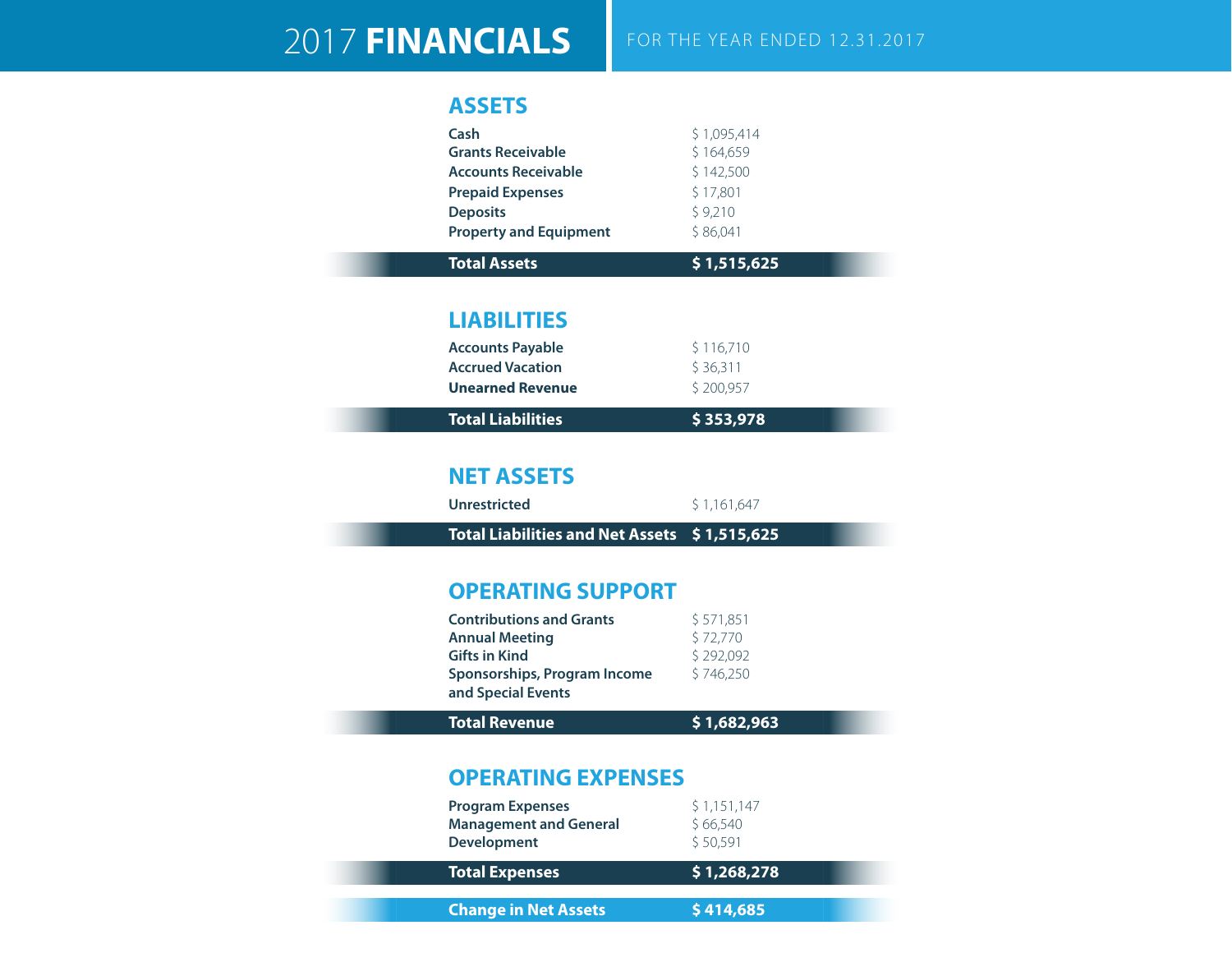# 2017 **FINANCIALS**

FOR THE YEAR ENDED 12.31.2017

## ASSETS

| | |
|---|---|
| **Cash** | $ 1,095,414 |
| **Grants Receivable** | $ 164,659 |
| **Accounts Receivable** | $ 142,500 |
| **Prepaid Expenses** | $ 17,801 |
| **Deposits** | $ 9,210 |
| **Property and Equipment** | $ 86,041 |
| **Total Assets** | **$ 1,515,625** |

## LIABILITIES

| | |
|---|---|
| **Accounts Payable** | $ 116,710 |
| **Accrued Vacation** | $ 36,311 |
| **Unearned Revenue** | $ 200,957 |
| **Total Liabilities** | **$ 353,978** |

## NET ASSETS

| | |
|---|---|
| **Unrestricted** | $ 1,161,647 |
| **Total Liabilities and Net Assets** | **$ 1,515,625** |

## OPERATING SUPPORT

| | |
|---|---|
| **Contributions and Grants** | $ 571,851 |
| **Annual Meeting** | $ 72,770 |
| **Gifts in Kind** | $ 292,092 |
| **Sponsorships, Program Income and Special Events** | $ 746,250 |
| **Total Revenue** | **$ 1,682,963** |

## OPERATING EXPENSES

| | |
|---|---|
| **Program Expenses** | $ 1,151,147 |
| **Management and General** | $ 66,540 |
| **Development** | $ 50,591 |
| **Total Expenses** | **$ 1,268,278** |
| **Change in Net Assets** | **$ 414,685** |